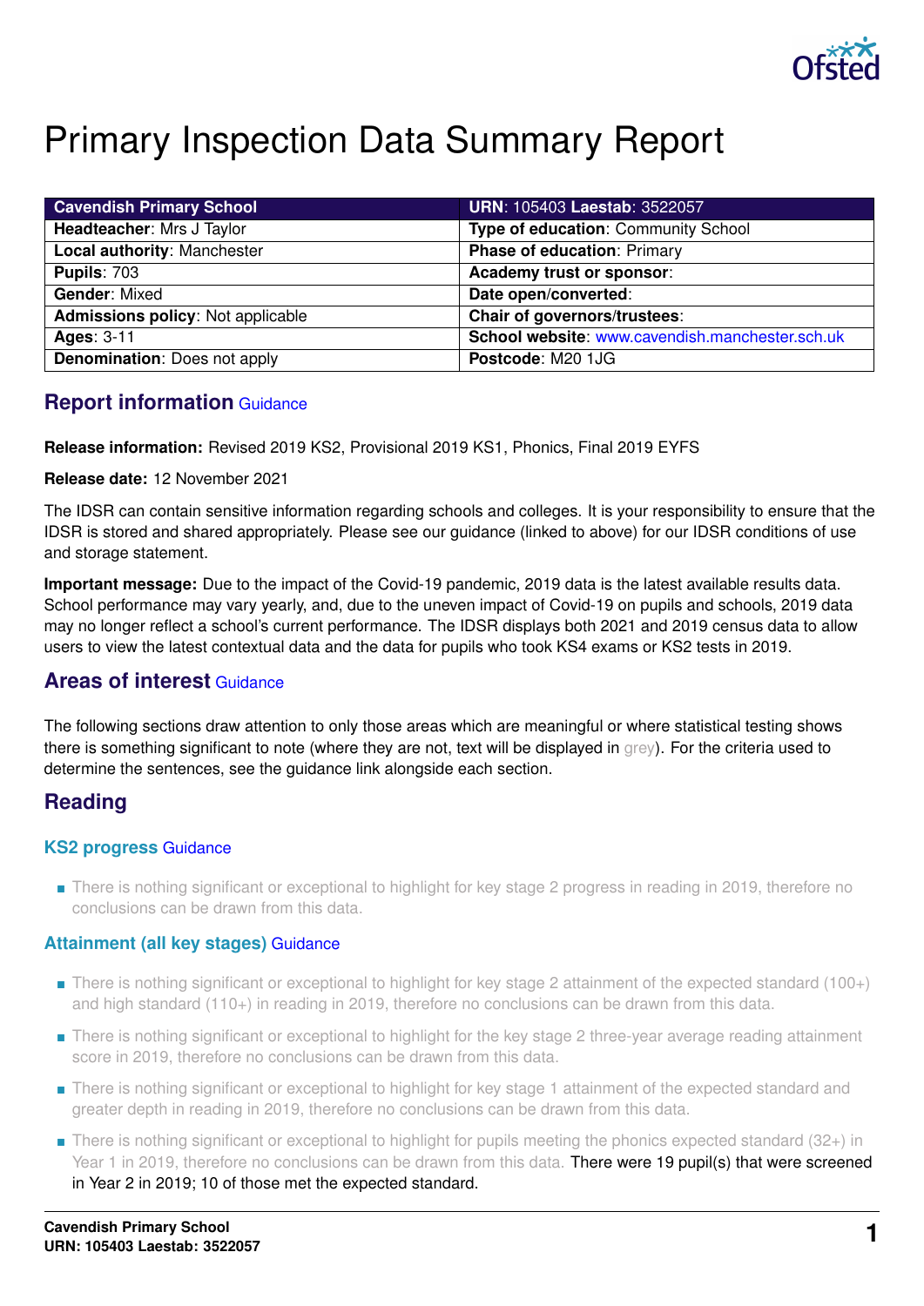# Primary Inspection Data Summary Report

| Cavendish Primary School | URN: 105403 Laestab: 3522057 |
|---|---|
| **Headteacher**: Mrs J Taylor | **Type of education**: Community School |
| **Local authority**: Manchester | **Phase of education**: Primary |
| **Pupils**: 703 | **Academy trust or sponsor**: |
| **Gender**: Mixed | **Date open/converted**: |
| **Admissions policy**: Not applicable | **Chair of governors/trustees**: |
| **Ages**: 3-11 | **School website**: www.cavendish.manchester.sch.uk |
| **Denomination**: Does not apply | **Postcode**: M20 1JG |

## Report information Guidance

**Release information:** Revised 2019 KS2, Provisional 2019 KS1, Phonics, Final 2019 EYFS

**Release date:** 12 November 2021

The IDSR can contain sensitive information regarding schools and colleges. It is your responsibility to ensure that the IDSR is stored and shared appropriately. Please see our guidance (linked to above) for our IDSR conditions of use and storage statement.

**Important message:** Due to the impact of the Covid-19 pandemic, 2019 data is the latest available results data. School performance may vary yearly, and, due to the uneven impact of Covid-19 on pupils and schools, 2019 data may no longer reflect a school's current performance. The IDSR displays both 2021 and 2019 census data to allow users to view the latest contextual data and the data for pupils who took KS4 exams or KS2 tests in 2019.

## Areas of interest Guidance

The following sections draw attention to only those areas which are meaningful or where statistical testing shows there is something significant to note (where they are not, text will be displayed in grey). For the criteria used to determine the sentences, see the guidance link alongside each section.

## Reading

### KS2 progress Guidance

- There is nothing significant or exceptional to highlight for key stage 2 progress in reading in 2019, therefore no conclusions can be drawn from this data.

### Attainment (all key stages) Guidance

- There is nothing significant or exceptional to highlight for key stage 2 attainment of the expected standard (100+) and high standard (110+) in reading in 2019, therefore no conclusions can be drawn from this data.
- There is nothing significant or exceptional to highlight for the key stage 2 three-year average reading attainment score in 2019, therefore no conclusions can be drawn from this data.
- There is nothing significant or exceptional to highlight for key stage 1 attainment of the expected standard and greater depth in reading in 2019, therefore no conclusions can be drawn from this data.
- There is nothing significant or exceptional to highlight for pupils meeting the phonics expected standard (32+) in Year 1 in 2019, therefore no conclusions can be drawn from this data. There were 19 pupil(s) that were screened in Year 2 in 2019; 10 of those met the expected standard.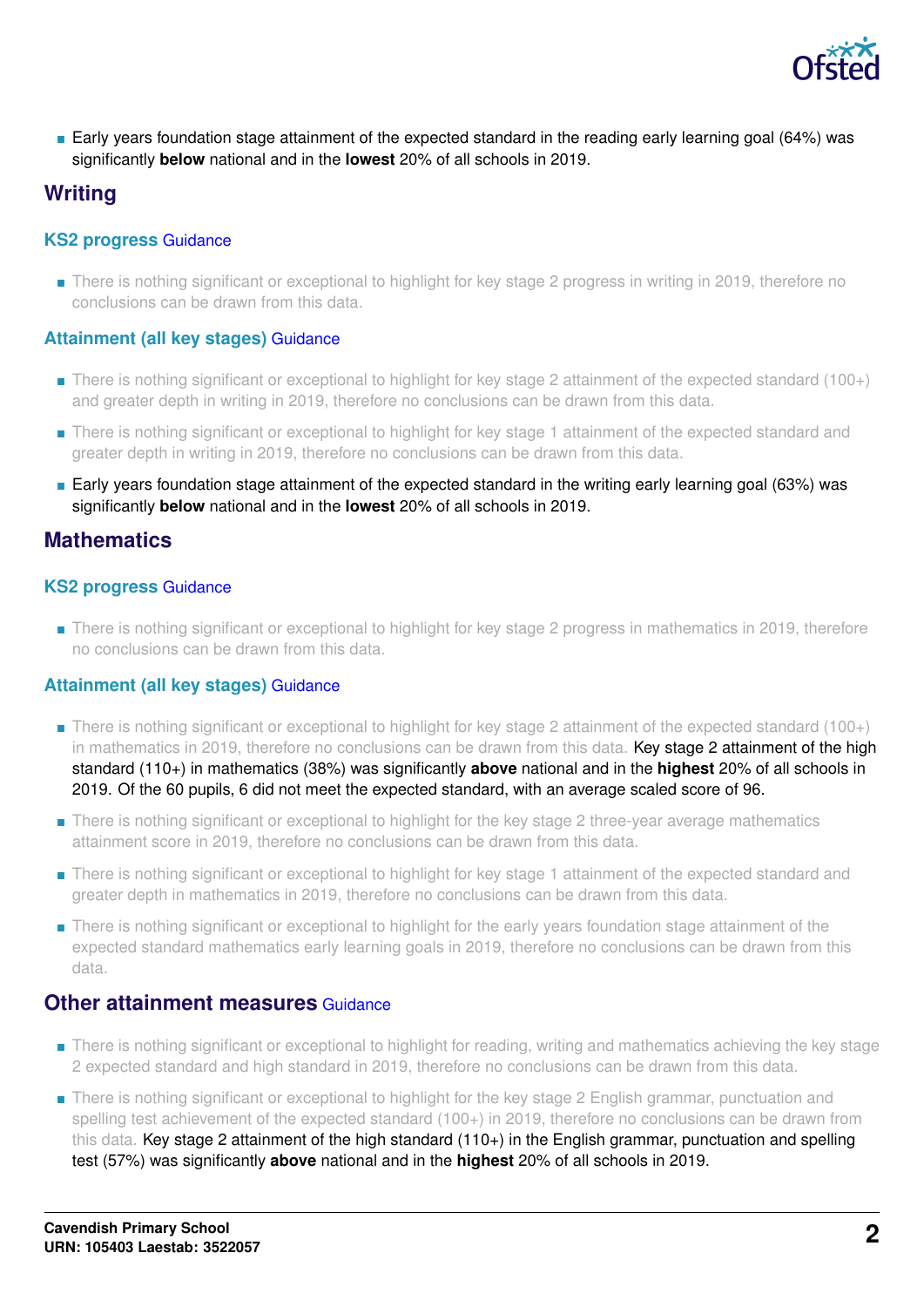- Early years foundation stage attainment of the expected standard in the reading early learning goal (64%) was significantly **below** national and in the **lowest** 20% of all schools in 2019.

## Writing

### KS2 progress Guidance

- There is nothing significant or exceptional to highlight for key stage 2 progress in writing in 2019, therefore no conclusions can be drawn from this data.

### Attainment (all key stages) Guidance

- There is nothing significant or exceptional to highlight for key stage 2 attainment of the expected standard (100+) and greater depth in writing in 2019, therefore no conclusions can be drawn from this data.
- There is nothing significant or exceptional to highlight for key stage 1 attainment of the expected standard and greater depth in writing in 2019, therefore no conclusions can be drawn from this data.
- Early years foundation stage attainment of the expected standard in the writing early learning goal (63%) was significantly **below** national and in the **lowest** 20% of all schools in 2019.

## Mathematics

### KS2 progress Guidance

- There is nothing significant or exceptional to highlight for key stage 2 progress in mathematics in 2019, therefore no conclusions can be drawn from this data.

### Attainment (all key stages) Guidance

- There is nothing significant or exceptional to highlight for key stage 2 attainment of the expected standard (100+) in mathematics in 2019, therefore no conclusions can be drawn from this data. Key stage 2 attainment of the high standard (110+) in mathematics (38%) was significantly **above** national and in the **highest** 20% of all schools in 2019. Of the 60 pupils, 6 did not meet the expected standard, with an average scaled score of 96.
- There is nothing significant or exceptional to highlight for the key stage 2 three-year average mathematics attainment score in 2019, therefore no conclusions can be drawn from this data.
- There is nothing significant or exceptional to highlight for key stage 1 attainment of the expected standard and greater depth in mathematics in 2019, therefore no conclusions can be drawn from this data.
- There is nothing significant or exceptional to highlight for the early years foundation stage attainment of the expected standard mathematics early learning goals in 2019, therefore no conclusions can be drawn from this data.

## Other attainment measures Guidance

- There is nothing significant or exceptional to highlight for reading, writing and mathematics achieving the key stage 2 expected standard and high standard in 2019, therefore no conclusions can be drawn from this data.
- There is nothing significant or exceptional to highlight for the key stage 2 English grammar, punctuation and spelling test achievement of the expected standard (100+) in 2019, therefore no conclusions can be drawn from this data. Key stage 2 attainment of the high standard (110+) in the English grammar, punctuation and spelling test (57%) was significantly **above** national and in the **highest** 20% of all schools in 2019.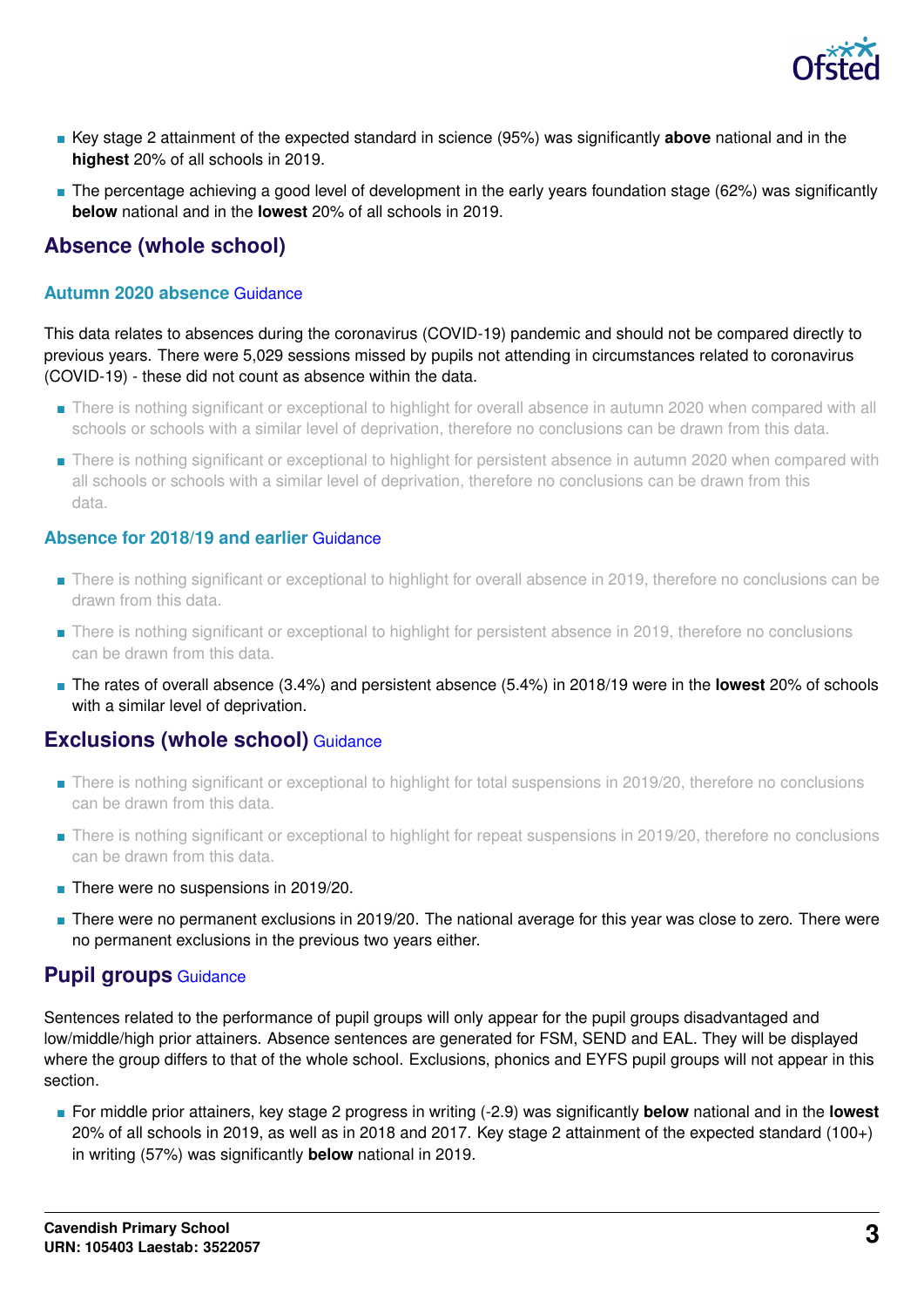- Key stage 2 attainment of the expected standard in science (95%) was significantly **above** national and in the **highest** 20% of all schools in 2019.
- The percentage achieving a good level of development in the early years foundation stage (62%) was significantly **below** national and in the **lowest** 20% of all schools in 2019.

## Absence (whole school)

### Autumn 2020 absence Guidance

This data relates to absences during the coronavirus (COVID-19) pandemic and should not be compared directly to previous years. There were 5,029 sessions missed by pupils not attending in circumstances related to coronavirus (COVID-19) - these did not count as absence within the data.

- There is nothing significant or exceptional to highlight for overall absence in autumn 2020 when compared with all schools or schools with a similar level of deprivation, therefore no conclusions can be drawn from this data.
- There is nothing significant or exceptional to highlight for persistent absence in autumn 2020 when compared with all schools or schools with a similar level of deprivation, therefore no conclusions can be drawn from this data.

### Absence for 2018/19 and earlier Guidance

- There is nothing significant or exceptional to highlight for overall absence in 2019, therefore no conclusions can be drawn from this data.
- There is nothing significant or exceptional to highlight for persistent absence in 2019, therefore no conclusions can be drawn from this data.
- The rates of overall absence (3.4%) and persistent absence (5.4%) in 2018/19 were in the **lowest** 20% of schools with a similar level of deprivation.

## Exclusions (whole school) Guidance

- There is nothing significant or exceptional to highlight for total suspensions in 2019/20, therefore no conclusions can be drawn from this data.
- There is nothing significant or exceptional to highlight for repeat suspensions in 2019/20, therefore no conclusions can be drawn from this data.
- There were no suspensions in 2019/20.
- There were no permanent exclusions in 2019/20. The national average for this year was close to zero. There were no permanent exclusions in the previous two years either.

## Pupil groups Guidance

Sentences related to the performance of pupil groups will only appear for the pupil groups disadvantaged and low/middle/high prior attainers. Absence sentences are generated for FSM, SEND and EAL. They will be displayed where the group differs to that of the whole school. Exclusions, phonics and EYFS pupil groups will not appear in this section.

- For middle prior attainers, key stage 2 progress in writing (-2.9) was significantly **below** national and in the **lowest** 20% of all schools in 2019, as well as in 2018 and 2017. Key stage 2 attainment of the expected standard (100+) in writing (57%) was significantly **below** national in 2019.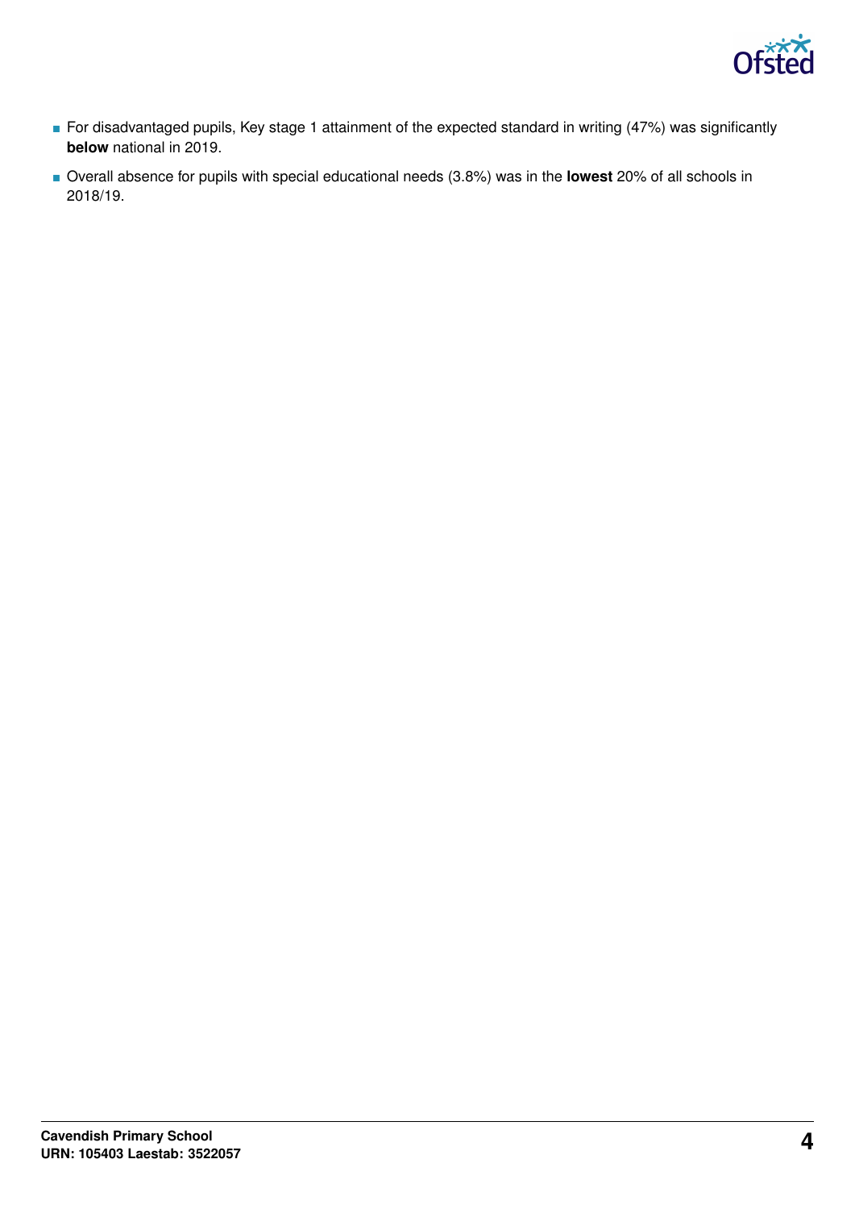- For disadvantaged pupils, Key stage 1 attainment of the expected standard in writing (47%) was significantly **below** national in 2019.
- Overall absence for pupils with special educational needs (3.8%) was in the **lowest** 20% of all schools in 2018/19.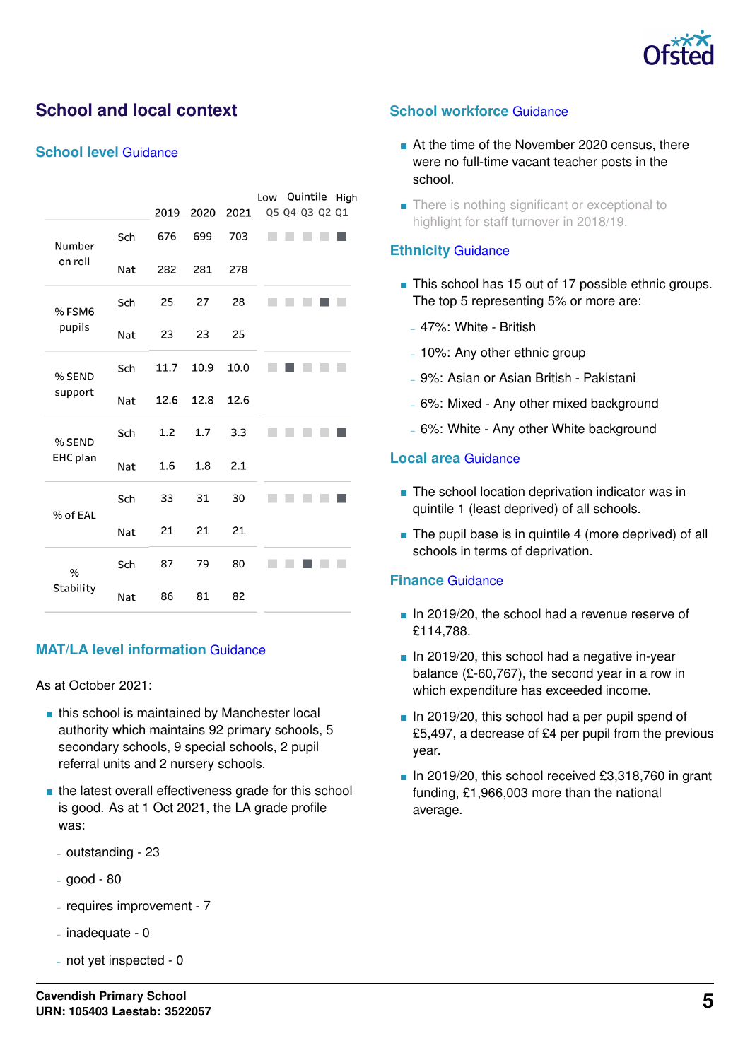# School and local context

## School level Guidance

| | | 2019 | 2020 | 2021 | Quintile (Low Q5 Q4 Q3 Q2 Q1 High) |
|---|---|---|---|---|---|
| Number on roll | Sch | 676 | 699 | 703 | Q1 |
| | Nat | 282 | 281 | 278 | |
| % FSM6 pupils | Sch | 25 | 27 | 28 | Q2 |
| | Nat | 23 | 23 | 25 | |
| % SEND support | Sch | 11.7 | 10.9 | 10.0 | Q4 |
| | Nat | 12.6 | 12.8 | 12.6 | |
| % SEND EHC plan | Sch | 1.2 | 1.7 | 3.3 | Q1 |
| | Nat | 1.6 | 1.8 | 2.1 | |
| % of EAL | Sch | 33 | 31 | 30 | Q1 |
| | Nat | 21 | 21 | 21 | |
| % Stability | Sch | 87 | 79 | 80 | Q3 |
| | Nat | 86 | 81 | 82 | |

## MAT/LA level information Guidance

As at October 2021:

- this school is maintained by Manchester local authority which maintains 92 primary schools, 5 secondary schools, 9 special schools, 2 pupil referral units and 2 nursery schools.
- the latest overall effectiveness grade for this school is good. As at 1 Oct 2021, the LA grade profile was:
  - outstanding - 23
  - good - 80
  - requires improvement - 7
  - inadequate - 0
  - not yet inspected - 0

## School workforce Guidance

- At the time of the November 2020 census, there were no full-time vacant teacher posts in the school.
- There is nothing significant or exceptional to highlight for staff turnover in 2018/19.

## Ethnicity Guidance

- This school has 15 out of 17 possible ethnic groups. The top 5 representing 5% or more are:
  - 47%: White - British
  - 10%: Any other ethnic group
  - 9%: Asian or Asian British - Pakistani
  - 6%: Mixed - Any other mixed background
  - 6%: White - Any other White background

## Local area Guidance

- The school location deprivation indicator was in quintile 1 (least deprived) of all schools.
- The pupil base is in quintile 4 (more deprived) of all schools in terms of deprivation.

## Finance Guidance

- In 2019/20, the school had a revenue reserve of £114,788.
- In 2019/20, this school had a negative in-year balance (£-60,767), the second year in a row in which expenditure has exceeded income.
- In 2019/20, this school had a per pupil spend of £5,497, a decrease of £4 per pupil from the previous year.
- In 2019/20, this school received £3,318,760 in grant funding, £1,966,003 more than the national average.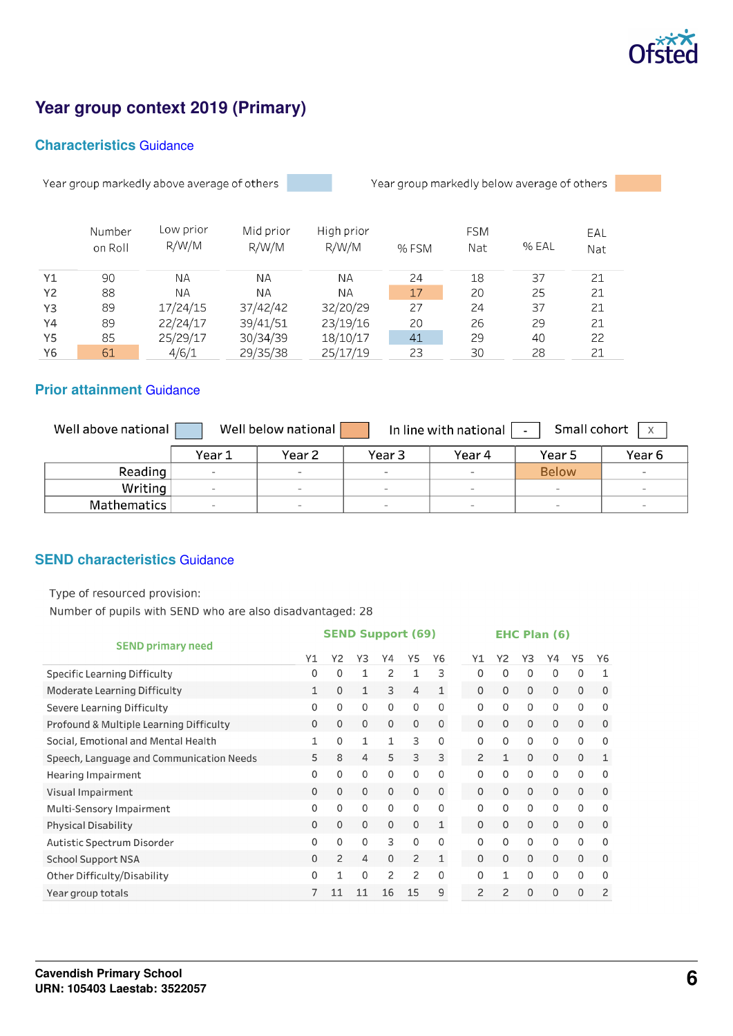# Year group context 2019 (Primary)

## Characteristics Guidance

Year group markedly above average of others | Year group markedly below average of others

| | Number on Roll | Low prior R/W/M | Mid prior R/W/M | High prior R/W/M | % FSM | FSM Nat | % EAL | EAL Nat |
|---|---|---|---|---|---|---|---|---|
| Y1 | 90 | NA | NA | NA | 24 | 18 | 37 | 21 |
| Y2 | 88 | NA | NA | NA | 17 | 20 | 25 | 21 |
| Y3 | 89 | 17/24/15 | 37/42/42 | 32/20/29 | 27 | 24 | 37 | 21 |
| Y4 | 89 | 22/24/17 | 39/41/51 | 23/19/16 | 20 | 26 | 29 | 21 |
| Y5 | 85 | 25/29/17 | 30/34/39 | 18/10/17 | 41 | 29 | 40 | 22 |
| Y6 | 61 | 4/6/1 | 29/35/38 | 25/17/19 | 23 | 30 | 28 | 21 |

## Prior attainment Guidance

Well above national | Well below national | In line with national - | Small cohort x

| | Year 1 | Year 2 | Year 3 | Year 4 | Year 5 | Year 6 |
|---|---|---|---|---|---|---|
| Reading | - | - | - | - | Below | - |
| Writing | - | - | - | - | - | - |
| Mathematics | - | - | - | - | - | - |

## SEND characteristics Guidance

Type of resourced provision:
Number of pupils with SEND who are also disadvantaged: 28

| SEND primary need | SEND Support (69) | | | | | | EHC Plan (6) | | | | | |
|---|---|---|---|---|---|---|---|---|---|---|---|---|
| | Y1 | Y2 | Y3 | Y4 | Y5 | Y6 | Y1 | Y2 | Y3 | Y4 | Y5 | Y6 |
| Specific Learning Difficulty | 0 | 0 | 1 | 2 | 1 | 3 | 0 | 0 | 0 | 0 | 0 | 1 |
| Moderate Learning Difficulty | 1 | 0 | 1 | 3 | 4 | 1 | 0 | 0 | 0 | 0 | 0 | 0 |
| Severe Learning Difficulty | 0 | 0 | 0 | 0 | 0 | 0 | 0 | 0 | 0 | 0 | 0 | 0 |
| Profound & Multiple Learning Difficulty | 0 | 0 | 0 | 0 | 0 | 0 | 0 | 0 | 0 | 0 | 0 | 0 |
| Social, Emotional and Mental Health | 1 | 0 | 1 | 1 | 3 | 0 | 0 | 0 | 0 | 0 | 0 | 0 |
| Speech, Language and Communication Needs | 5 | 8 | 4 | 5 | 3 | 3 | 2 | 1 | 0 | 0 | 0 | 1 |
| Hearing Impairment | 0 | 0 | 0 | 0 | 0 | 0 | 0 | 0 | 0 | 0 | 0 | 0 |
| Visual Impairment | 0 | 0 | 0 | 0 | 0 | 0 | 0 | 0 | 0 | 0 | 0 | 0 |
| Multi-Sensory Impairment | 0 | 0 | 0 | 0 | 0 | 0 | 0 | 0 | 0 | 0 | 0 | 0 |
| Physical Disability | 0 | 0 | 0 | 0 | 0 | 1 | 0 | 0 | 0 | 0 | 0 | 0 |
| Autistic Spectrum Disorder | 0 | 0 | 0 | 3 | 0 | 0 | 0 | 0 | 0 | 0 | 0 | 0 |
| School Support NSA | 0 | 2 | 4 | 0 | 2 | 1 | 0 | 0 | 0 | 0 | 0 | 0 |
| Other Difficulty/Disability | 0 | 1 | 0 | 2 | 2 | 0 | 0 | 1 | 0 | 0 | 0 | 0 |
| Year group totals | 7 | 11 | 11 | 16 | 15 | 9 | 2 | 2 | 0 | 0 | 0 | 2 |

**Cavendish Primary School**
**URN: 105403 Laestab: 3522057**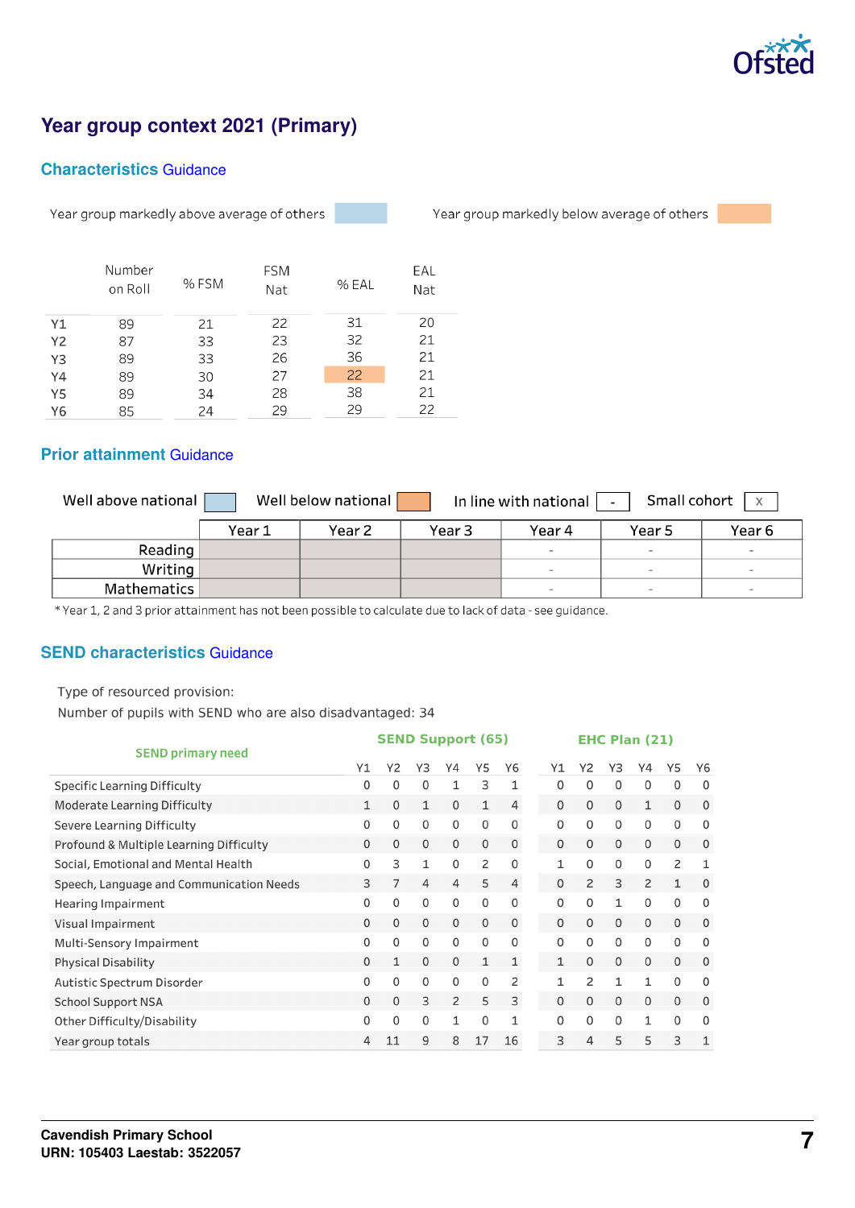# Year group context 2021 (Primary)

## Characteristics Guidance

Year group markedly above average of others | Year group markedly below average of others

|  | Number on Roll | % FSM | FSM Nat | % EAL | EAL Nat |
|---|---|---|---|---|---|
| Y1 | 89 | 21 | 22 | 31 | 20 |
| Y2 | 87 | 33 | 23 | 32 | 21 |
| Y3 | 89 | 33 | 26 | 36 | 21 |
| Y4 | 89 | 30 | 27 | 22 | 21 |
| Y5 | 89 | 34 | 28 | 38 | 21 |
| Y6 | 85 | 24 | 29 | 29 | 22 |

## Prior attainment Guidance

Well above national | Well below national | In line with national - | Small cohort x

|  | Year 1 | Year 2 | Year 3 | Year 4 | Year 5 | Year 6 |
|---|---|---|---|---|---|---|
| Reading |  |  |  | - | - | - |
| Writing |  |  |  | - | - | - |
| Mathematics |  |  |  | - | - | - |

* Year 1, 2 and 3 prior attainment has not been possible to calculate due to lack of data - see guidance.

## SEND characteristics Guidance

Type of resourced provision:

Number of pupils with SEND who are also disadvantaged: 34

| SEND primary need | SEND Support (65) | | | | | | EHC Plan (21) | | | | | |
|---|---|---|---|---|---|---|---|---|---|---|---|---|
|  | Y1 | Y2 | Y3 | Y4 | Y5 | Y6 | Y1 | Y2 | Y3 | Y4 | Y5 | Y6 |
| Specific Learning Difficulty | 0 | 0 | 0 | 1 | 3 | 1 | 0 | 0 | 0 | 0 | 0 | 0 |
| Moderate Learning Difficulty | 1 | 0 | 1 | 0 | 1 | 4 | 0 | 0 | 0 | 1 | 0 | 0 |
| Severe Learning Difficulty | 0 | 0 | 0 | 0 | 0 | 0 | 0 | 0 | 0 | 0 | 0 | 0 |
| Profound & Multiple Learning Difficulty | 0 | 0 | 0 | 0 | 0 | 0 | 0 | 0 | 0 | 0 | 0 | 0 |
| Social, Emotional and Mental Health | 0 | 3 | 1 | 0 | 2 | 0 | 1 | 0 | 0 | 0 | 2 | 1 |
| Speech, Language and Communication Needs | 3 | 7 | 4 | 4 | 5 | 4 | 0 | 2 | 3 | 2 | 1 | 0 |
| Hearing Impairment | 0 | 0 | 0 | 0 | 0 | 0 | 0 | 0 | 1 | 0 | 0 | 0 |
| Visual Impairment | 0 | 0 | 0 | 0 | 0 | 0 | 0 | 0 | 0 | 0 | 0 | 0 |
| Multi-Sensory Impairment | 0 | 0 | 0 | 0 | 0 | 0 | 0 | 0 | 0 | 0 | 0 | 0 |
| Physical Disability | 0 | 1 | 0 | 0 | 1 | 1 | 1 | 0 | 0 | 0 | 0 | 0 |
| Autistic Spectrum Disorder | 0 | 0 | 0 | 0 | 0 | 2 | 1 | 2 | 1 | 1 | 0 | 0 |
| School Support NSA | 0 | 0 | 3 | 2 | 5 | 3 | 0 | 0 | 0 | 0 | 0 | 0 |
| Other Difficulty/Disability | 0 | 0 | 0 | 1 | 0 | 1 | 0 | 0 | 0 | 1 | 0 | 0 |
| Year group totals | 4 | 11 | 9 | 8 | 17 | 16 | 3 | 4 | 5 | 5 | 3 | 1 |

**Cavendish Primary School**
**URN: 105403 Laestab: 3522057**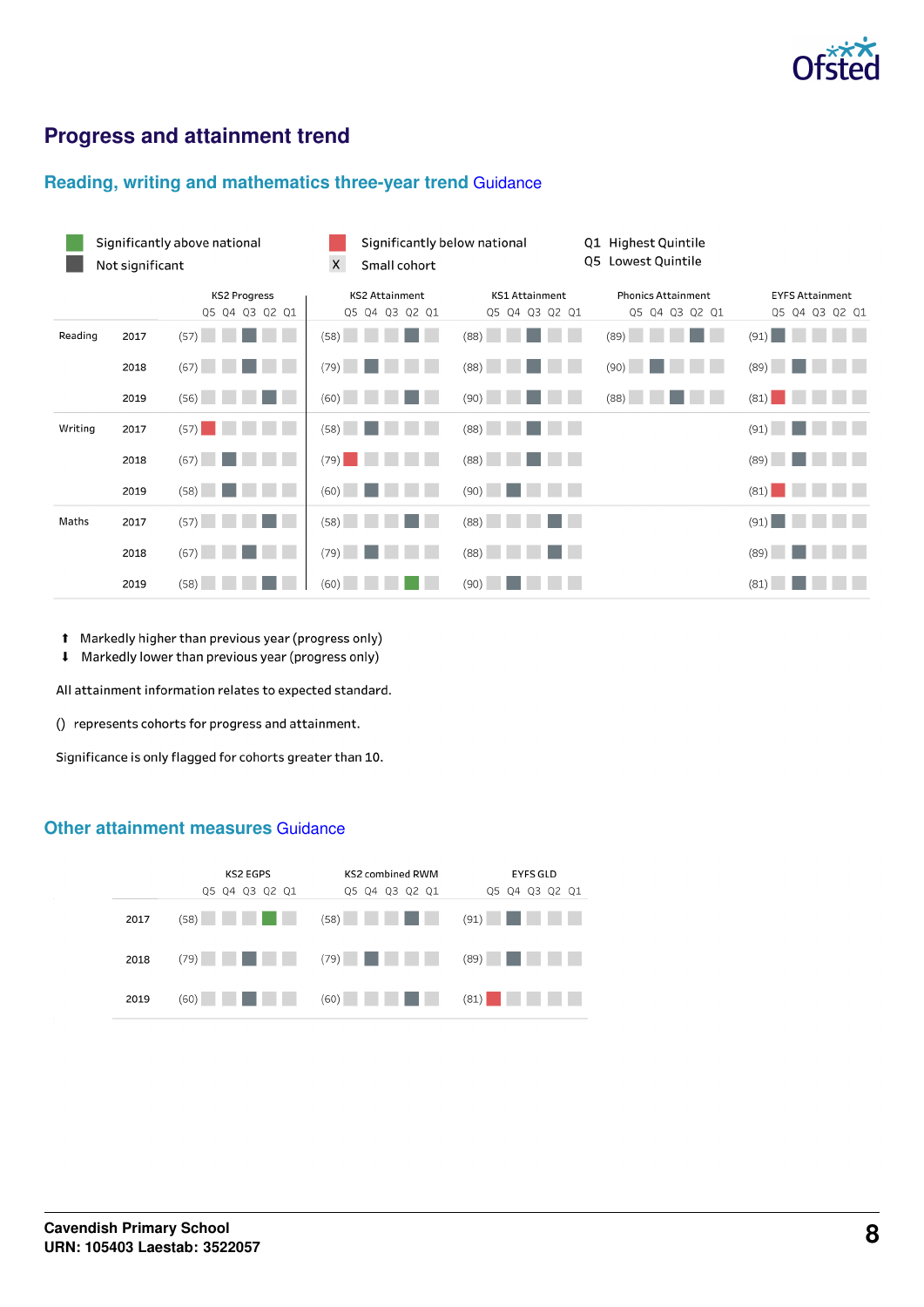## Progress and attainment trend

### Reading, writing and mathematics three-year trend Guidance

Significantly above national
Not significant
Significantly below national
X Small cohort
Q1 Highest Quintile
Q5 Lowest Quintile

KS2 Progress Q5 Q4 Q3 Q2 Q1
KS2 Attainment Q5 Q4 Q3 Q2 Q1
KS1 Attainment Q5 Q4 Q3 Q2 Q1
Phonics Attainment Q5 Q4 Q3 Q2 Q1
EYFS Attainment Q5 Q4 Q3 Q2 Q1

Reading
2017 (57) (58) (88) (89) (91)
2018 (67) (79) (88) (90) (89)
2019 (56) (60) (90) (88) (81)

Writing
2017 (57) (58) (88) (91)
2018 (67) (79) (88) (89)
2019 (58) (60) (90) (81)

Maths
2017 (57) (58) (88) (91)
2018 (67) (79) (88) (89)
2019 (58) (60) (90) (81)

⬆ Markedly higher than previous year (progress only)
⬇ Markedly lower than previous year (progress only)

All attainment information relates to expected standard.

() represents cohorts for progress and attainment.

Significance is only flagged for cohorts greater than 10.

### Other attainment measures Guidance

KS2 EGPS Q5 Q4 Q3 Q2 Q1
KS2 combined RWM Q5 Q4 Q3 Q2 Q1
EYFS GLD Q5 Q4 Q3 Q2 Q1

2017 (58) (58) (91)
2018 (79) (79) (89)
2019 (60) (60) (81)